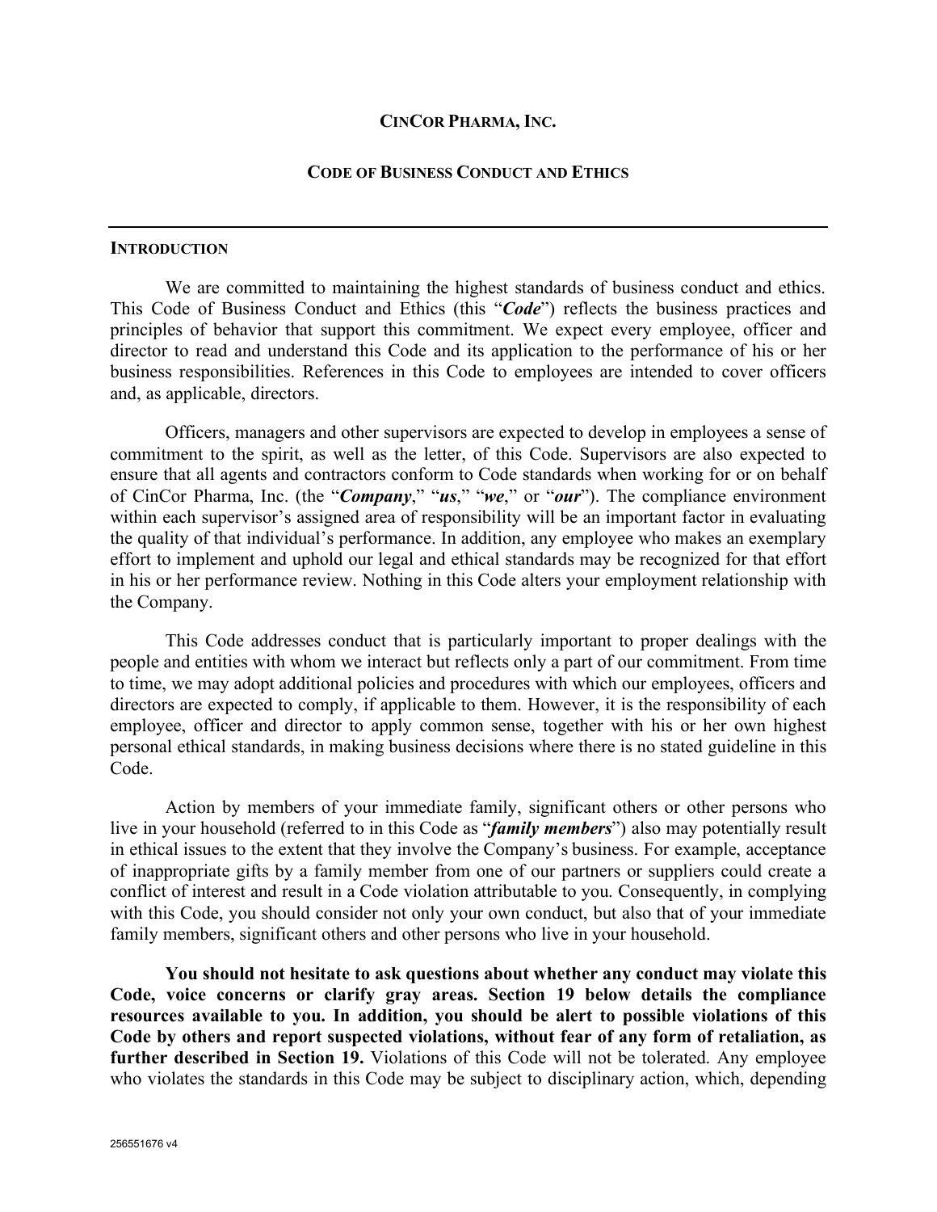# CINCOR PHARMA, INC.

## CODE OF BUSINESS CONDUCT AND ETHICS

---

### INTRODUCTION

We are committed to maintaining the highest standards of business conduct and ethics. This Code of Business Conduct and Ethics (this "***Code***") reflects the business practices and principles of behavior that support this commitment. We expect every employee, officer and director to read and understand this Code and its application to the performance of his or her business responsibilities. References in this Code to employees are intended to cover officers and, as applicable, directors.

Officers, managers and other supervisors are expected to develop in employees a sense of commitment to the spirit, as well as the letter, of this Code. Supervisors are also expected to ensure that all agents and contractors conform to Code standards when working for or on behalf of CinCor Pharma, Inc. (the "***Company***," "***us***," "***we***," or "***our***"). The compliance environment within each supervisor's assigned area of responsibility will be an important factor in evaluating the quality of that individual's performance. In addition, any employee who makes an exemplary effort to implement and uphold our legal and ethical standards may be recognized for that effort in his or her performance review. Nothing in this Code alters your employment relationship with the Company.

This Code addresses conduct that is particularly important to proper dealings with the people and entities with whom we interact but reflects only a part of our commitment. From time to time, we may adopt additional policies and procedures with which our employees, officers and directors are expected to comply, if applicable to them. However, it is the responsibility of each employee, officer and director to apply common sense, together with his or her own highest personal ethical standards, in making business decisions where there is no stated guideline in this Code.

Action by members of your immediate family, significant others or other persons who live in your household (referred to in this Code as "***family members***") also may potentially result in ethical issues to the extent that they involve the Company's business. For example, acceptance of inappropriate gifts by a family member from one of our partners or suppliers could create a conflict of interest and result in a Code violation attributable to you. Consequently, in complying with this Code, you should consider not only your own conduct, but also that of your immediate family members, significant others and other persons who live in your household.

**You should not hesitate to ask questions about whether any conduct may violate this Code, voice concerns or clarify gray areas. Section 19 below details the compliance resources available to you. In addition, you should be alert to possible violations of this Code by others and report suspected violations, without fear of any form of retaliation, as further described in Section 19.** Violations of this Code will not be tolerated. Any employee who violates the standards in this Code may be subject to disciplinary action, which, depending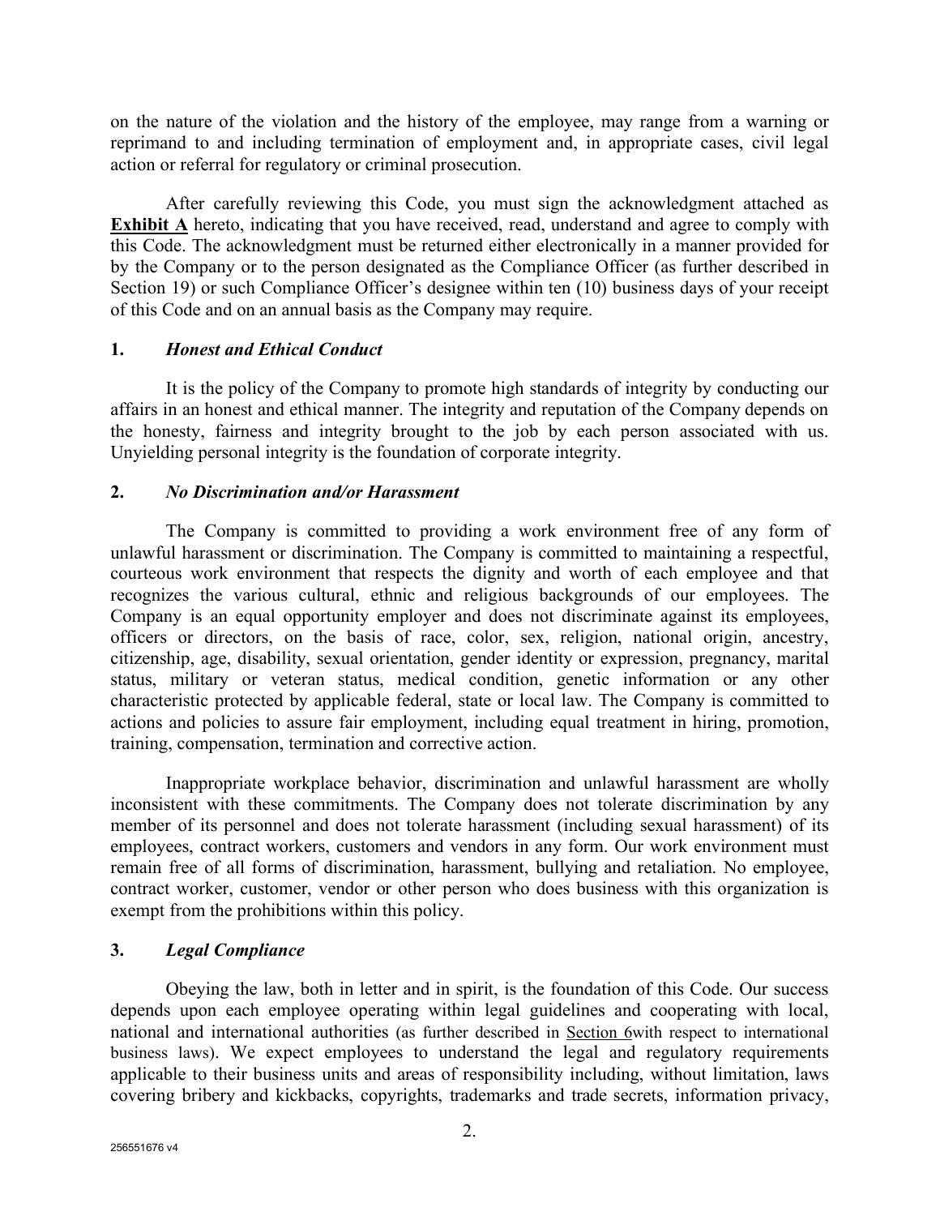on the nature of the violation and the history of the employee, may range from a warning or reprimand to and including termination of employment and, in appropriate cases, civil legal action or referral for regulatory or criminal prosecution.

After carefully reviewing this Code, you must sign the acknowledgment attached as **Exhibit A** hereto, indicating that you have received, read, understand and agree to comply with this Code. The acknowledgment must be returned either electronically in a manner provided for by the Company or to the person designated as the Compliance Officer (as further described in Section 19) or such Compliance Officer's designee within ten (10) business days of your receipt of this Code and on an annual basis as the Company may require.

## 1. *Honest and Ethical Conduct*

It is the policy of the Company to promote high standards of integrity by conducting our affairs in an honest and ethical manner. The integrity and reputation of the Company depends on the honesty, fairness and integrity brought to the job by each person associated with us. Unyielding personal integrity is the foundation of corporate integrity.

## 2. *No Discrimination and/or Harassment*

The Company is committed to providing a work environment free of any form of unlawful harassment or discrimination. The Company is committed to maintaining a respectful, courteous work environment that respects the dignity and worth of each employee and that recognizes the various cultural, ethnic and religious backgrounds of our employees. The Company is an equal opportunity employer and does not discriminate against its employees, officers or directors, on the basis of race, color, sex, religion, national origin, ancestry, citizenship, age, disability, sexual orientation, gender identity or expression, pregnancy, marital status, military or veteran status, medical condition, genetic information or any other characteristic protected by applicable federal, state or local law. The Company is committed to actions and policies to assure fair employment, including equal treatment in hiring, promotion, training, compensation, termination and corrective action.

Inappropriate workplace behavior, discrimination and unlawful harassment are wholly inconsistent with these commitments. The Company does not tolerate discrimination by any member of its personnel and does not tolerate harassment (including sexual harassment) of its employees, contract workers, customers and vendors in any form. Our work environment must remain free of all forms of discrimination, harassment, bullying and retaliation. No employee, contract worker, customer, vendor or other person who does business with this organization is exempt from the prohibitions within this policy.

## 3. *Legal Compliance*

Obeying the law, both in letter and in spirit, is the foundation of this Code. Our success depends upon each employee operating within legal guidelines and cooperating with local, national and international authorities (as further described in Section 6with respect to international business laws). We expect employees to understand the legal and regulatory requirements applicable to their business units and areas of responsibility including, without limitation, laws covering bribery and kickbacks, copyrights, trademarks and trade secrets, information privacy,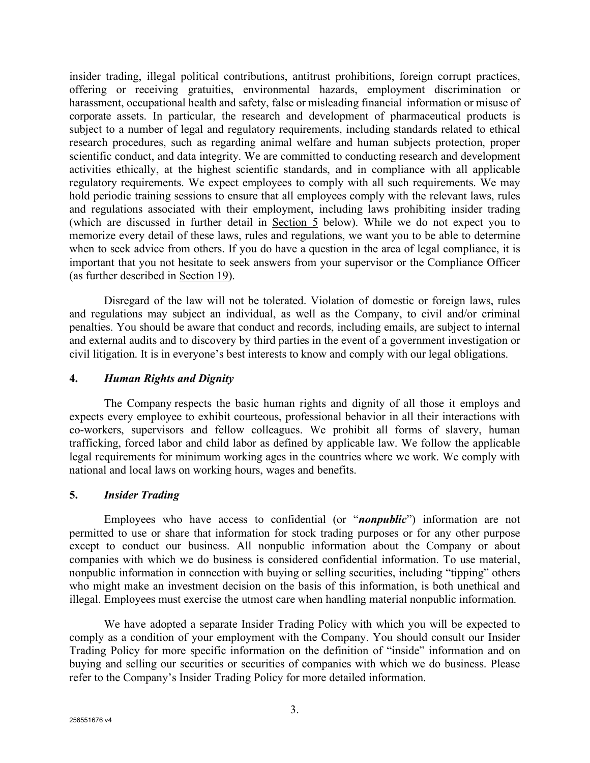insider trading, illegal political contributions, antitrust prohibitions, foreign corrupt practices, offering or receiving gratuities, environmental hazards, employment discrimination or harassment, occupational health and safety, false or misleading financial information or misuse of corporate assets. In particular, the research and development of pharmaceutical products is subject to a number of legal and regulatory requirements, including standards related to ethical research procedures, such as regarding animal welfare and human subjects protection, proper scientific conduct, and data integrity. We are committed to conducting research and development activities ethically, at the highest scientific standards, and in compliance with all applicable regulatory requirements. We expect employees to comply with all such requirements. We may hold periodic training sessions to ensure that all employees comply with the relevant laws, rules and regulations associated with their employment, including laws prohibiting insider trading (which are discussed in further detail in Section 5 below). While we do not expect you to memorize every detail of these laws, rules and regulations, we want you to be able to determine when to seek advice from others. If you do have a question in the area of legal compliance, it is important that you not hesitate to seek answers from your supervisor or the Compliance Officer (as further described in Section 19).

Disregard of the law will not be tolerated. Violation of domestic or foreign laws, rules and regulations may subject an individual, as well as the Company, to civil and/or criminal penalties. You should be aware that conduct and records, including emails, are subject to internal and external audits and to discovery by third parties in the event of a government investigation or civil litigation. It is in everyone's best interests to know and comply with our legal obligations.

### 4. *Human Rights and Dignity*

The Company respects the basic human rights and dignity of all those it employs and expects every employee to exhibit courteous, professional behavior in all their interactions with co-workers, supervisors and fellow colleagues. We prohibit all forms of slavery, human trafficking, forced labor and child labor as defined by applicable law. We follow the applicable legal requirements for minimum working ages in the countries where we work. We comply with national and local laws on working hours, wages and benefits.

### 5. *Insider Trading*

Employees who have access to confidential (or "***nonpublic***") information are not permitted to use or share that information for stock trading purposes or for any other purpose except to conduct our business. All nonpublic information about the Company or about companies with which we do business is considered confidential information. To use material, nonpublic information in connection with buying or selling securities, including "tipping" others who might make an investment decision on the basis of this information, is both unethical and illegal. Employees must exercise the utmost care when handling material nonpublic information.

We have adopted a separate Insider Trading Policy with which you will be expected to comply as a condition of your employment with the Company. You should consult our Insider Trading Policy for more specific information on the definition of "inside" information and on buying and selling our securities or securities of companies with which we do business. Please refer to the Company's Insider Trading Policy for more detailed information.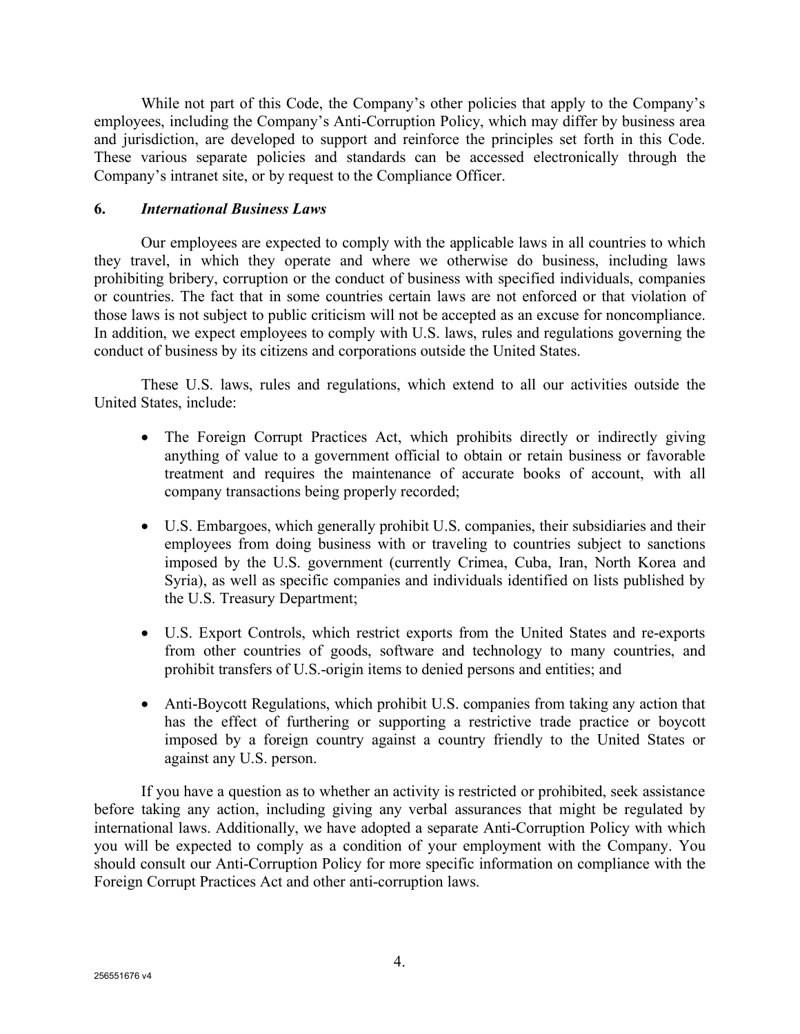While not part of this Code, the Company's other policies that apply to the Company's employees, including the Company's Anti-Corruption Policy, which may differ by business area and jurisdiction, are developed to support and reinforce the principles set forth in this Code. These various separate policies and standards can be accessed electronically through the Company's intranet site, or by request to the Compliance Officer.

## 6. *International Business Laws*

Our employees are expected to comply with the applicable laws in all countries to which they travel, in which they operate and where we otherwise do business, including laws prohibiting bribery, corruption or the conduct of business with specified individuals, companies or countries. The fact that in some countries certain laws are not enforced or that violation of those laws is not subject to public criticism will not be accepted as an excuse for noncompliance. In addition, we expect employees to comply with U.S. laws, rules and regulations governing the conduct of business by its citizens and corporations outside the United States.

These U.S. laws, rules and regulations, which extend to all our activities outside the United States, include:

- The Foreign Corrupt Practices Act, which prohibits directly or indirectly giving anything of value to a government official to obtain or retain business or favorable treatment and requires the maintenance of accurate books of account, with all company transactions being properly recorded;
- U.S. Embargoes, which generally prohibit U.S. companies, their subsidiaries and their employees from doing business with or traveling to countries subject to sanctions imposed by the U.S. government (currently Crimea, Cuba, Iran, North Korea and Syria), as well as specific companies and individuals identified on lists published by the U.S. Treasury Department;
- U.S. Export Controls, which restrict exports from the United States and re-exports from other countries of goods, software and technology to many countries, and prohibit transfers of U.S.-origin items to denied persons and entities; and
- Anti-Boycott Regulations, which prohibit U.S. companies from taking any action that has the effect of furthering or supporting a restrictive trade practice or boycott imposed by a foreign country against a country friendly to the United States or against any U.S. person.

If you have a question as to whether an activity is restricted or prohibited, seek assistance before taking any action, including giving any verbal assurances that might be regulated by international laws. Additionally, we have adopted a separate Anti-Corruption Policy with which you will be expected to comply as a condition of your employment with the Company. You should consult our Anti-Corruption Policy for more specific information on compliance with the Foreign Corrupt Practices Act and other anti-corruption laws.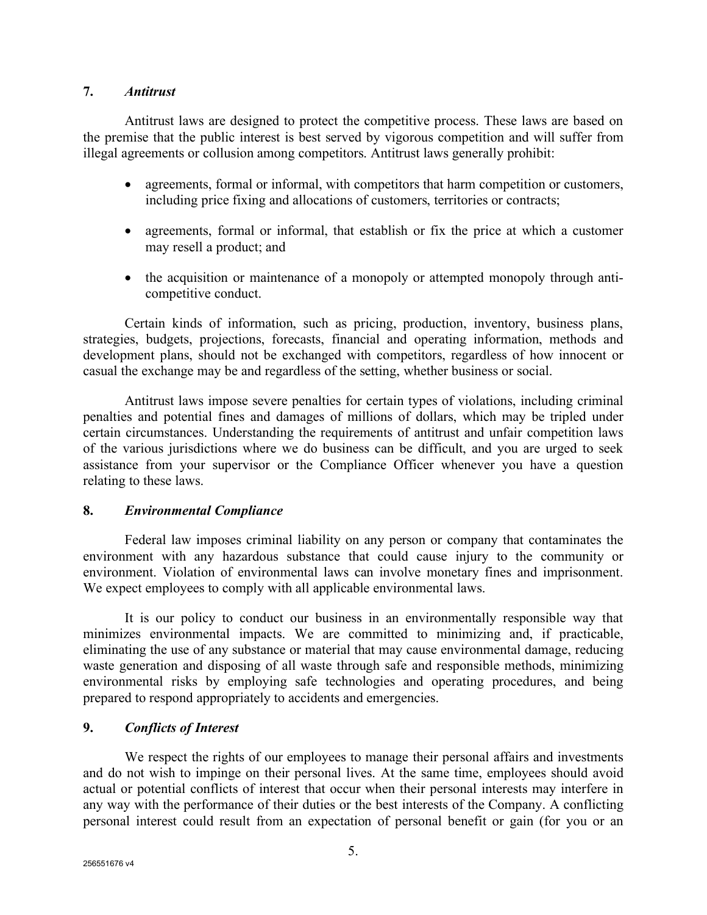### 7. *Antitrust*

Antitrust laws are designed to protect the competitive process. These laws are based on the premise that the public interest is best served by vigorous competition and will suffer from illegal agreements or collusion among competitors. Antitrust laws generally prohibit:

- agreements, formal or informal, with competitors that harm competition or customers, including price fixing and allocations of customers, territories or contracts;
- agreements, formal or informal, that establish or fix the price at which a customer may resell a product; and
- the acquisition or maintenance of a monopoly or attempted monopoly through anti-competitive conduct.

Certain kinds of information, such as pricing, production, inventory, business plans, strategies, budgets, projections, forecasts, financial and operating information, methods and development plans, should not be exchanged with competitors, regardless of how innocent or casual the exchange may be and regardless of the setting, whether business or social.

Antitrust laws impose severe penalties for certain types of violations, including criminal penalties and potential fines and damages of millions of dollars, which may be tripled under certain circumstances. Understanding the requirements of antitrust and unfair competition laws of the various jurisdictions where we do business can be difficult, and you are urged to seek assistance from your supervisor or the Compliance Officer whenever you have a question relating to these laws.

### 8. *Environmental Compliance*

Federal law imposes criminal liability on any person or company that contaminates the environment with any hazardous substance that could cause injury to the community or environment. Violation of environmental laws can involve monetary fines and imprisonment. We expect employees to comply with all applicable environmental laws.

It is our policy to conduct our business in an environmentally responsible way that minimizes environmental impacts. We are committed to minimizing and, if practicable, eliminating the use of any substance or material that may cause environmental damage, reducing waste generation and disposing of all waste through safe and responsible methods, minimizing environmental risks by employing safe technologies and operating procedures, and being prepared to respond appropriately to accidents and emergencies.

### 9. *Conflicts of Interest*

We respect the rights of our employees to manage their personal affairs and investments and do not wish to impinge on their personal lives. At the same time, employees should avoid actual or potential conflicts of interest that occur when their personal interests may interfere in any way with the performance of their duties or the best interests of the Company. A conflicting personal interest could result from an expectation of personal benefit or gain (for you or an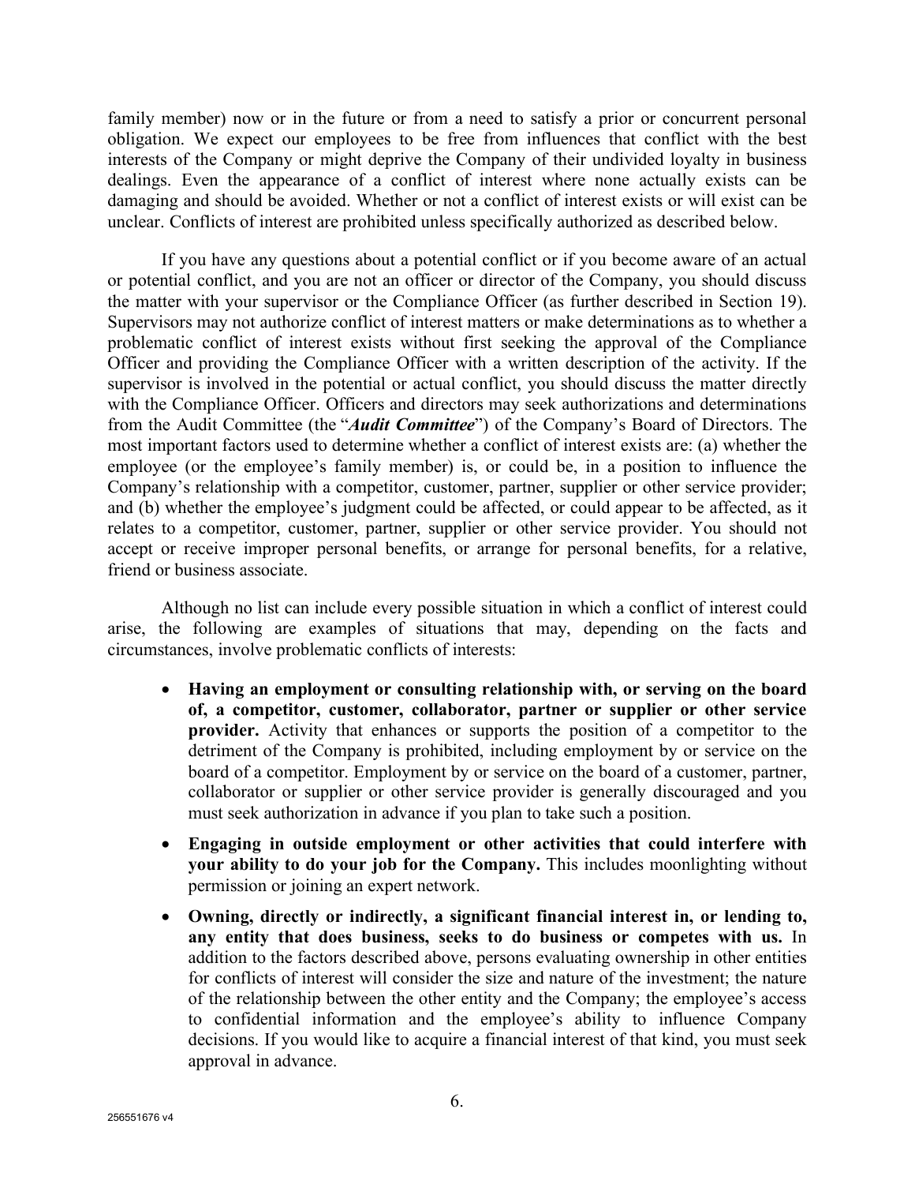family member) now or in the future or from a need to satisfy a prior or concurrent personal obligation. We expect our employees to be free from influences that conflict with the best interests of the Company or might deprive the Company of their undivided loyalty in business dealings. Even the appearance of a conflict of interest where none actually exists can be damaging and should be avoided. Whether or not a conflict of interest exists or will exist can be unclear. Conflicts of interest are prohibited unless specifically authorized as described below.

If you have any questions about a potential conflict or if you become aware of an actual or potential conflict, and you are not an officer or director of the Company, you should discuss the matter with your supervisor or the Compliance Officer (as further described in Section 19). Supervisors may not authorize conflict of interest matters or make determinations as to whether a problematic conflict of interest exists without first seeking the approval of the Compliance Officer and providing the Compliance Officer with a written description of the activity. If the supervisor is involved in the potential or actual conflict, you should discuss the matter directly with the Compliance Officer. Officers and directors may seek authorizations and determinations from the Audit Committee (the "***Audit Committee***") of the Company's Board of Directors. The most important factors used to determine whether a conflict of interest exists are: (a) whether the employee (or the employee's family member) is, or could be, in a position to influence the Company's relationship with a competitor, customer, partner, supplier or other service provider; and (b) whether the employee's judgment could be affected, or could appear to be affected, as it relates to a competitor, customer, partner, supplier or other service provider. You should not accept or receive improper personal benefits, or arrange for personal benefits, for a relative, friend or business associate.

Although no list can include every possible situation in which a conflict of interest could arise, the following are examples of situations that may, depending on the facts and circumstances, involve problematic conflicts of interests:

- **Having an employment or consulting relationship with, or serving on the board of, a competitor, customer, collaborator, partner or supplier or other service provider.** Activity that enhances or supports the position of a competitor to the detriment of the Company is prohibited, including employment by or service on the board of a competitor. Employment by or service on the board of a customer, partner, collaborator or supplier or other service provider is generally discouraged and you must seek authorization in advance if you plan to take such a position.
- **Engaging in outside employment or other activities that could interfere with your ability to do your job for the Company.** This includes moonlighting without permission or joining an expert network.
- **Owning, directly or indirectly, a significant financial interest in, or lending to, any entity that does business, seeks to do business or competes with us.** In addition to the factors described above, persons evaluating ownership in other entities for conflicts of interest will consider the size and nature of the investment; the nature of the relationship between the other entity and the Company; the employee's access to confidential information and the employee's ability to influence Company decisions. If you would like to acquire a financial interest of that kind, you must seek approval in advance.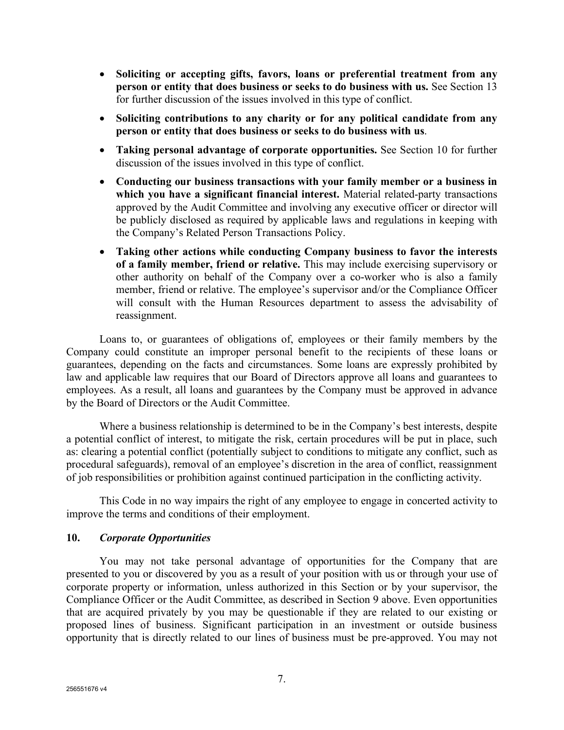- **Soliciting or accepting gifts, favors, loans or preferential treatment from any person or entity that does business or seeks to do business with us.** See Section 13 for further discussion of the issues involved in this type of conflict.
- **Soliciting contributions to any charity or for any political candidate from any person or entity that does business or seeks to do business with us**.
- **Taking personal advantage of corporate opportunities.** See Section 10 for further discussion of the issues involved in this type of conflict.
- **Conducting our business transactions with your family member or a business in which you have a significant financial interest.** Material related-party transactions approved by the Audit Committee and involving any executive officer or director will be publicly disclosed as required by applicable laws and regulations in keeping with the Company's Related Person Transactions Policy.
- **Taking other actions while conducting Company business to favor the interests of a family member, friend or relative.** This may include exercising supervisory or other authority on behalf of the Company over a co-worker who is also a family member, friend or relative. The employee's supervisor and/or the Compliance Officer will consult with the Human Resources department to assess the advisability of reassignment.

Loans to, or guarantees of obligations of, employees or their family members by the Company could constitute an improper personal benefit to the recipients of these loans or guarantees, depending on the facts and circumstances. Some loans are expressly prohibited by law and applicable law requires that our Board of Directors approve all loans and guarantees to employees. As a result, all loans and guarantees by the Company must be approved in advance by the Board of Directors or the Audit Committee.

Where a business relationship is determined to be in the Company's best interests, despite a potential conflict of interest, to mitigate the risk, certain procedures will be put in place, such as: clearing a potential conflict (potentially subject to conditions to mitigate any conflict, such as procedural safeguards), removal of an employee's discretion in the area of conflict, reassignment of job responsibilities or prohibition against continued participation in the conflicting activity.

This Code in no way impairs the right of any employee to engage in concerted activity to improve the terms and conditions of their employment.

## 10. *Corporate Opportunities*

You may not take personal advantage of opportunities for the Company that are presented to you or discovered by you as a result of your position with us or through your use of corporate property or information, unless authorized in this Section or by your supervisor, the Compliance Officer or the Audit Committee, as described in Section 9 above. Even opportunities that are acquired privately by you may be questionable if they are related to our existing or proposed lines of business. Significant participation in an investment or outside business opportunity that is directly related to our lines of business must be pre-approved. You may not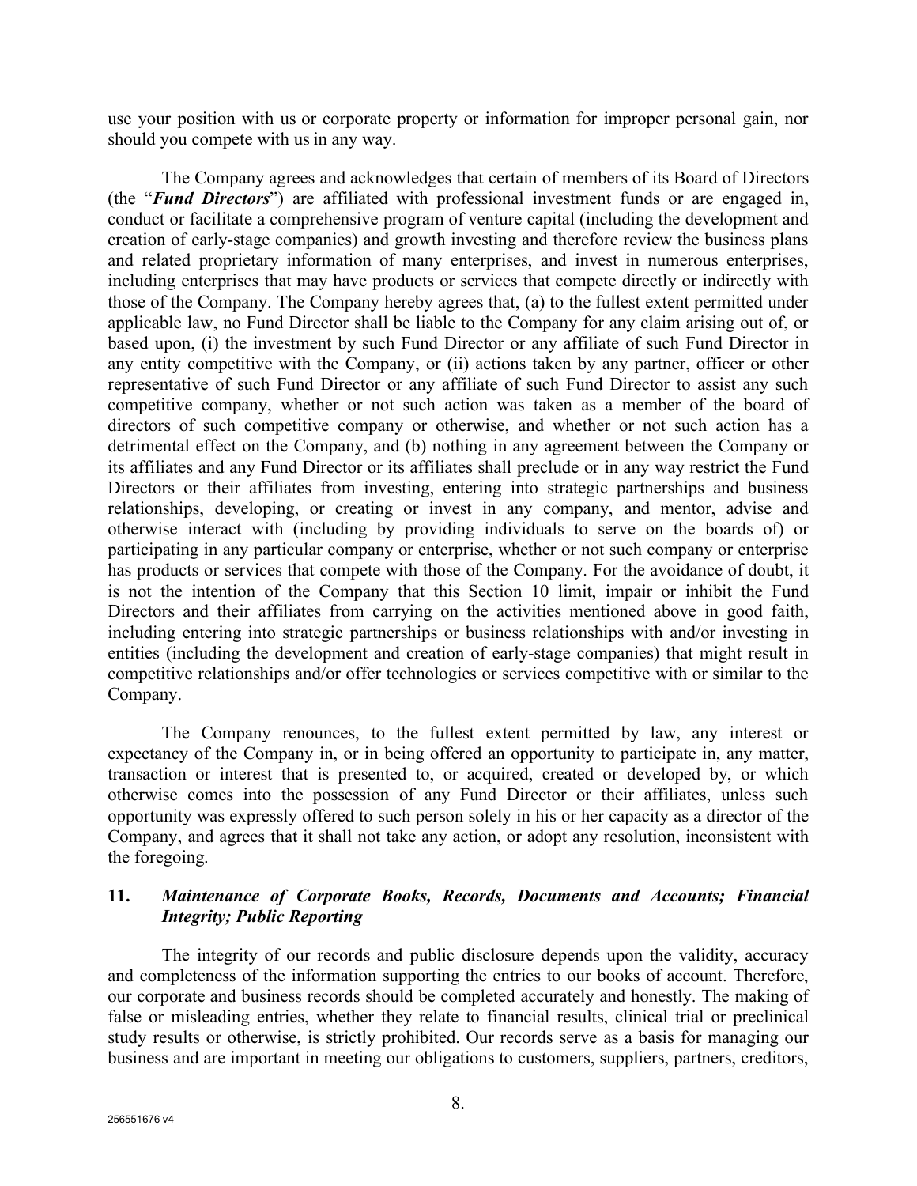use your position with us or corporate property or information for improper personal gain, nor should you compete with us in any way.

The Company agrees and acknowledges that certain of members of its Board of Directors (the "***Fund Directors***") are affiliated with professional investment funds or are engaged in, conduct or facilitate a comprehensive program of venture capital (including the development and creation of early-stage companies) and growth investing and therefore review the business plans and related proprietary information of many enterprises, and invest in numerous enterprises, including enterprises that may have products or services that compete directly or indirectly with those of the Company. The Company hereby agrees that, (a) to the fullest extent permitted under applicable law, no Fund Director shall be liable to the Company for any claim arising out of, or based upon, (i) the investment by such Fund Director or any affiliate of such Fund Director in any entity competitive with the Company, or (ii) actions taken by any partner, officer or other representative of such Fund Director or any affiliate of such Fund Director to assist any such competitive company, whether or not such action was taken as a member of the board of directors of such competitive company or otherwise, and whether or not such action has a detrimental effect on the Company, and (b) nothing in any agreement between the Company or its affiliates and any Fund Director or its affiliates shall preclude or in any way restrict the Fund Directors or their affiliates from investing, entering into strategic partnerships and business relationships, developing, or creating or invest in any company, and mentor, advise and otherwise interact with (including by providing individuals to serve on the boards of) or participating in any particular company or enterprise, whether or not such company or enterprise has products or services that compete with those of the Company. For the avoidance of doubt, it is not the intention of the Company that this Section 10 limit, impair or inhibit the Fund Directors and their affiliates from carrying on the activities mentioned above in good faith, including entering into strategic partnerships or business relationships with and/or investing in entities (including the development and creation of early-stage companies) that might result in competitive relationships and/or offer technologies or services competitive with or similar to the Company.

The Company renounces, to the fullest extent permitted by law, any interest or expectancy of the Company in, or in being offered an opportunity to participate in, any matter, transaction or interest that is presented to, or acquired, created or developed by, or which otherwise comes into the possession of any Fund Director or their affiliates, unless such opportunity was expressly offered to such person solely in his or her capacity as a director of the Company, and agrees that it shall not take any action, or adopt any resolution, inconsistent with the foregoing.

## 11. *Maintenance of Corporate Books, Records, Documents and Accounts; Financial Integrity; Public Reporting*

The integrity of our records and public disclosure depends upon the validity, accuracy and completeness of the information supporting the entries to our books of account. Therefore, our corporate and business records should be completed accurately and honestly. The making of false or misleading entries, whether they relate to financial results, clinical trial or preclinical study results or otherwise, is strictly prohibited. Our records serve as a basis for managing our business and are important in meeting our obligations to customers, suppliers, partners, creditors,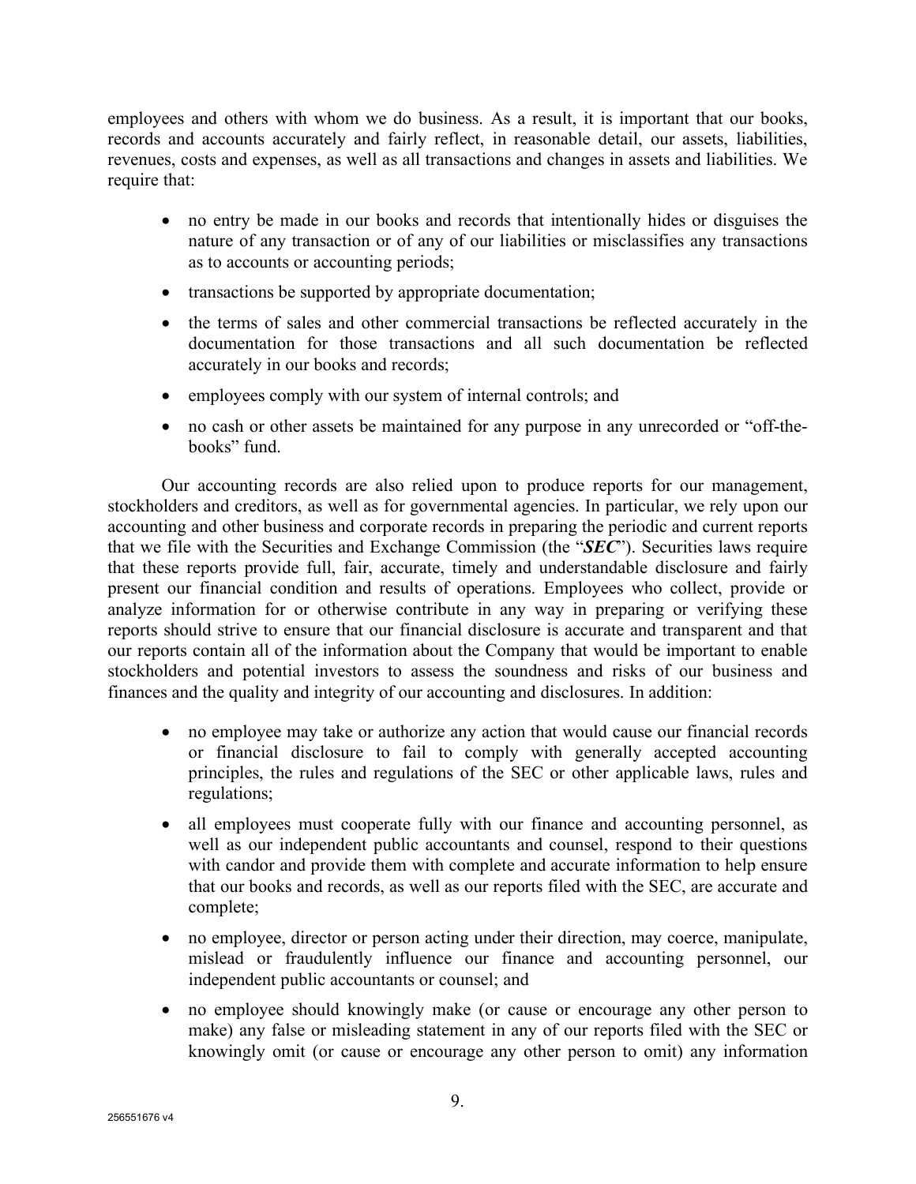employees and others with whom we do business. As a result, it is important that our books, records and accounts accurately and fairly reflect, in reasonable detail, our assets, liabilities, revenues, costs and expenses, as well as all transactions and changes in assets and liabilities. We require that:

- no entry be made in our books and records that intentionally hides or disguises the nature of any transaction or of any of our liabilities or misclassifies any transactions as to accounts or accounting periods;
- transactions be supported by appropriate documentation;
- the terms of sales and other commercial transactions be reflected accurately in the documentation for those transactions and all such documentation be reflected accurately in our books and records;
- employees comply with our system of internal controls; and
- no cash or other assets be maintained for any purpose in any unrecorded or "off-the-books" fund.

Our accounting records are also relied upon to produce reports for our management, stockholders and creditors, as well as for governmental agencies. In particular, we rely upon our accounting and other business and corporate records in preparing the periodic and current reports that we file with the Securities and Exchange Commission (the "***SEC***"). Securities laws require that these reports provide full, fair, accurate, timely and understandable disclosure and fairly present our financial condition and results of operations. Employees who collect, provide or analyze information for or otherwise contribute in any way in preparing or verifying these reports should strive to ensure that our financial disclosure is accurate and transparent and that our reports contain all of the information about the Company that would be important to enable stockholders and potential investors to assess the soundness and risks of our business and finances and the quality and integrity of our accounting and disclosures. In addition:

- no employee may take or authorize any action that would cause our financial records or financial disclosure to fail to comply with generally accepted accounting principles, the rules and regulations of the SEC or other applicable laws, rules and regulations;
- all employees must cooperate fully with our finance and accounting personnel, as well as our independent public accountants and counsel, respond to their questions with candor and provide them with complete and accurate information to help ensure that our books and records, as well as our reports filed with the SEC, are accurate and complete;
- no employee, director or person acting under their direction, may coerce, manipulate, mislead or fraudulently influence our finance and accounting personnel, our independent public accountants or counsel; and
- no employee should knowingly make (or cause or encourage any other person to make) any false or misleading statement in any of our reports filed with the SEC or knowingly omit (or cause or encourage any other person to omit) any information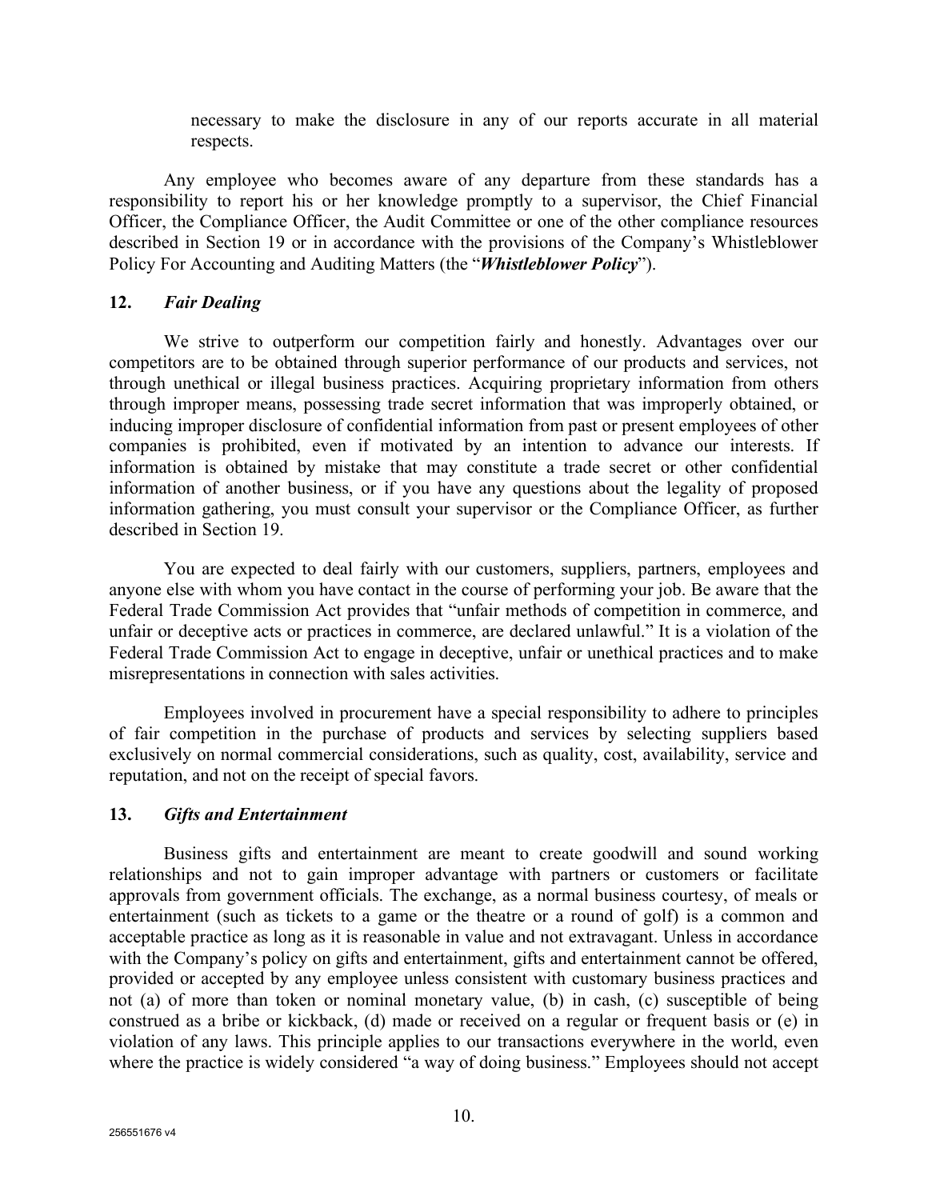necessary to make the disclosure in any of our reports accurate in all material respects.

Any employee who becomes aware of any departure from these standards has a responsibility to report his or her knowledge promptly to a supervisor, the Chief Financial Officer, the Compliance Officer, the Audit Committee or one of the other compliance resources described in Section 19 or in accordance with the provisions of the Company's Whistleblower Policy For Accounting and Auditing Matters (the "***Whistleblower Policy***").

## 12. *Fair Dealing*

We strive to outperform our competition fairly and honestly. Advantages over our competitors are to be obtained through superior performance of our products and services, not through unethical or illegal business practices. Acquiring proprietary information from others through improper means, possessing trade secret information that was improperly obtained, or inducing improper disclosure of confidential information from past or present employees of other companies is prohibited, even if motivated by an intention to advance our interests. If information is obtained by mistake that may constitute a trade secret or other confidential information of another business, or if you have any questions about the legality of proposed information gathering, you must consult your supervisor or the Compliance Officer, as further described in Section 19.

You are expected to deal fairly with our customers, suppliers, partners, employees and anyone else with whom you have contact in the course of performing your job. Be aware that the Federal Trade Commission Act provides that "unfair methods of competition in commerce, and unfair or deceptive acts or practices in commerce, are declared unlawful." It is a violation of the Federal Trade Commission Act to engage in deceptive, unfair or unethical practices and to make misrepresentations in connection with sales activities.

Employees involved in procurement have a special responsibility to adhere to principles of fair competition in the purchase of products and services by selecting suppliers based exclusively on normal commercial considerations, such as quality, cost, availability, service and reputation, and not on the receipt of special favors.

## 13. *Gifts and Entertainment*

Business gifts and entertainment are meant to create goodwill and sound working relationships and not to gain improper advantage with partners or customers or facilitate approvals from government officials. The exchange, as a normal business courtesy, of meals or entertainment (such as tickets to a game or the theatre or a round of golf) is a common and acceptable practice as long as it is reasonable in value and not extravagant. Unless in accordance with the Company's policy on gifts and entertainment, gifts and entertainment cannot be offered, provided or accepted by any employee unless consistent with customary business practices and not (a) of more than token or nominal monetary value, (b) in cash, (c) susceptible of being construed as a bribe or kickback, (d) made or received on a regular or frequent basis or (e) in violation of any laws. This principle applies to our transactions everywhere in the world, even where the practice is widely considered "a way of doing business." Employees should not accept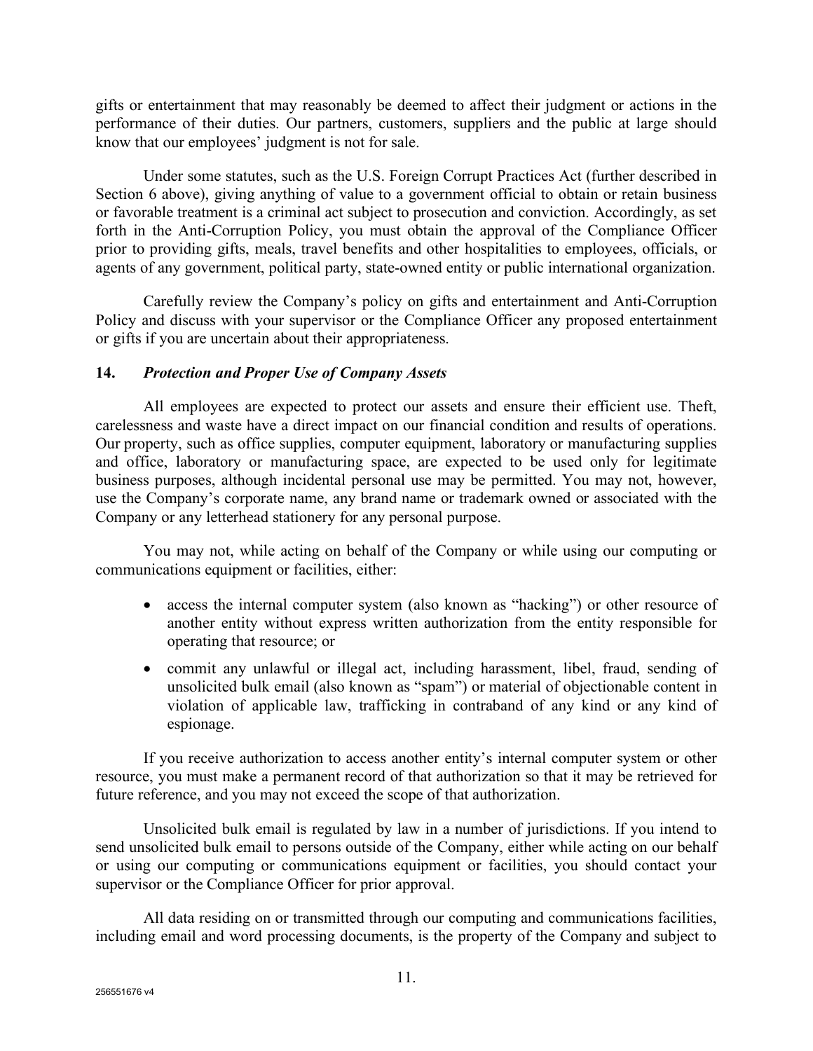gifts or entertainment that may reasonably be deemed to affect their judgment or actions in the performance of their duties. Our partners, customers, suppliers and the public at large should know that our employees' judgment is not for sale.

Under some statutes, such as the U.S. Foreign Corrupt Practices Act (further described in Section 6 above), giving anything of value to a government official to obtain or retain business or favorable treatment is a criminal act subject to prosecution and conviction. Accordingly, as set forth in the Anti-Corruption Policy, you must obtain the approval of the Compliance Officer prior to providing gifts, meals, travel benefits and other hospitalities to employees, officials, or agents of any government, political party, state-owned entity or public international organization.

Carefully review the Company's policy on gifts and entertainment and Anti-Corruption Policy and discuss with your supervisor or the Compliance Officer any proposed entertainment or gifts if you are uncertain about their appropriateness.

## 14. *Protection and Proper Use of Company Assets*

All employees are expected to protect our assets and ensure their efficient use. Theft, carelessness and waste have a direct impact on our financial condition and results of operations. Our property, such as office supplies, computer equipment, laboratory or manufacturing supplies and office, laboratory or manufacturing space, are expected to be used only for legitimate business purposes, although incidental personal use may be permitted. You may not, however, use the Company's corporate name, any brand name or trademark owned or associated with the Company or any letterhead stationery for any personal purpose.

You may not, while acting on behalf of the Company or while using our computing or communications equipment or facilities, either:

- access the internal computer system (also known as "hacking") or other resource of another entity without express written authorization from the entity responsible for operating that resource; or
- commit any unlawful or illegal act, including harassment, libel, fraud, sending of unsolicited bulk email (also known as "spam") or material of objectionable content in violation of applicable law, trafficking in contraband of any kind or any kind of espionage.

If you receive authorization to access another entity's internal computer system or other resource, you must make a permanent record of that authorization so that it may be retrieved for future reference, and you may not exceed the scope of that authorization.

Unsolicited bulk email is regulated by law in a number of jurisdictions. If you intend to send unsolicited bulk email to persons outside of the Company, either while acting on our behalf or using our computing or communications equipment or facilities, you should contact your supervisor or the Compliance Officer for prior approval.

All data residing on or transmitted through our computing and communications facilities, including email and word processing documents, is the property of the Company and subject to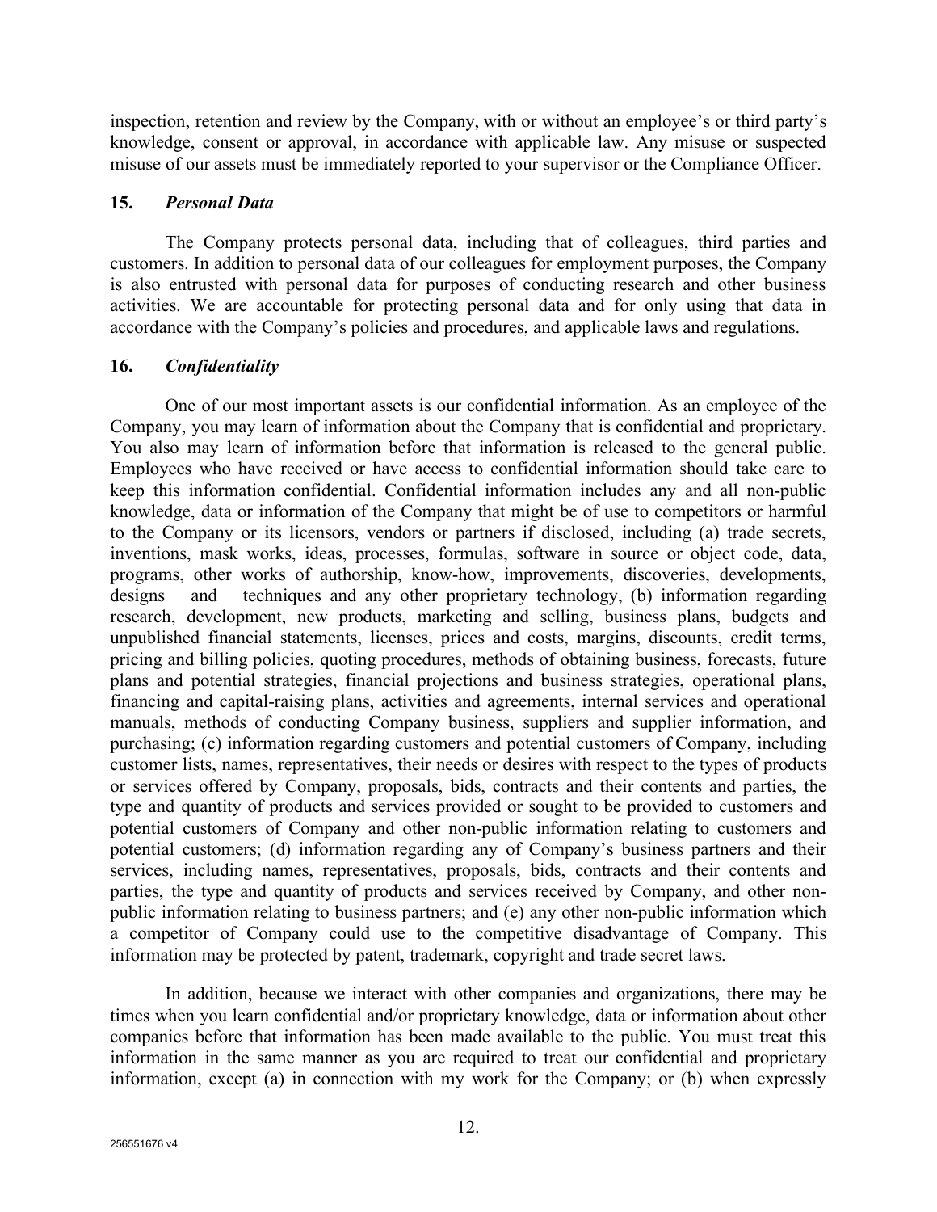inspection, retention and review by the Company, with or without an employee's or third party's knowledge, consent or approval, in accordance with applicable law. Any misuse or suspected misuse of our assets must be immediately reported to your supervisor or the Compliance Officer.

### 15. *Personal Data*

The Company protects personal data, including that of colleagues, third parties and customers. In addition to personal data of our colleagues for employment purposes, the Company is also entrusted with personal data for purposes of conducting research and other business activities. We are accountable for protecting personal data and for only using that data in accordance with the Company's policies and procedures, and applicable laws and regulations.

### 16. *Confidentiality*

One of our most important assets is our confidential information. As an employee of the Company, you may learn of information about the Company that is confidential and proprietary. You also may learn of information before that information is released to the general public. Employees who have received or have access to confidential information should take care to keep this information confidential. Confidential information includes any and all non-public knowledge, data or information of the Company that might be of use to competitors or harmful to the Company or its licensors, vendors or partners if disclosed, including (a) trade secrets, inventions, mask works, ideas, processes, formulas, software in source or object code, data, programs, other works of authorship, know-how, improvements, discoveries, developments, designs and techniques and any other proprietary technology, (b) information regarding research, development, new products, marketing and selling, business plans, budgets and unpublished financial statements, licenses, prices and costs, margins, discounts, credit terms, pricing and billing policies, quoting procedures, methods of obtaining business, forecasts, future plans and potential strategies, financial projections and business strategies, operational plans, financing and capital-raising plans, activities and agreements, internal services and operational manuals, methods of conducting Company business, suppliers and supplier information, and purchasing; (c) information regarding customers and potential customers of Company, including customer lists, names, representatives, their needs or desires with respect to the types of products or services offered by Company, proposals, bids, contracts and their contents and parties, the type and quantity of products and services provided or sought to be provided to customers and potential customers of Company and other non-public information relating to customers and potential customers; (d) information regarding any of Company's business partners and their services, including names, representatives, proposals, bids, contracts and their contents and parties, the type and quantity of products and services received by Company, and other non-public information relating to business partners; and (e) any other non-public information which a competitor of Company could use to the competitive disadvantage of Company. This information may be protected by patent, trademark, copyright and trade secret laws.

In addition, because we interact with other companies and organizations, there may be times when you learn confidential and/or proprietary knowledge, data or information about other companies before that information has been made available to the public. You must treat this information in the same manner as you are required to treat our confidential and proprietary information, except (a) in connection with my work for the Company; or (b) when expressly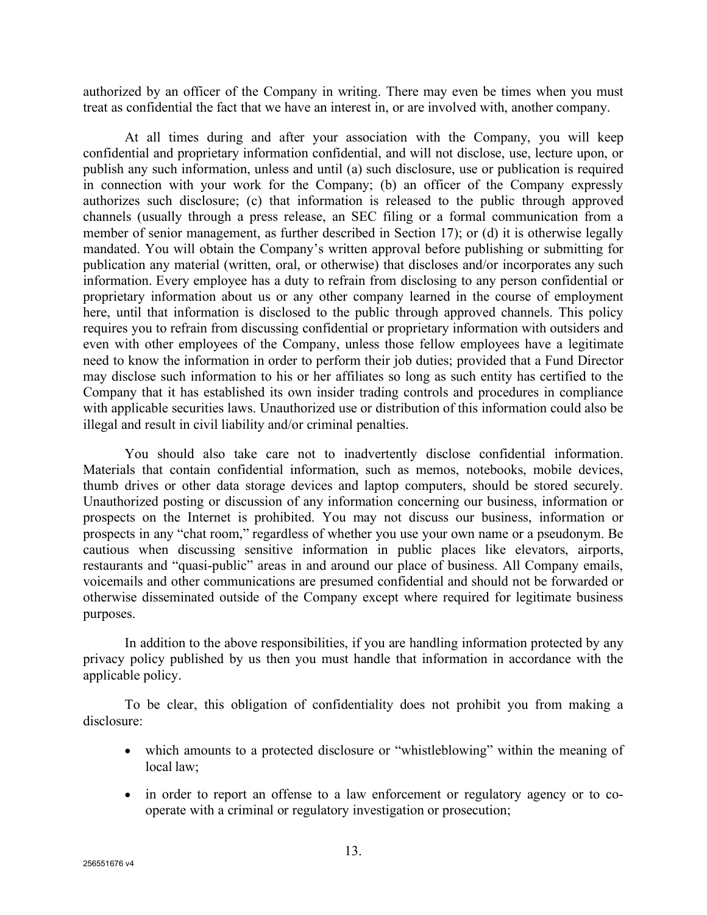authorized by an officer of the Company in writing. There may even be times when you must treat as confidential the fact that we have an interest in, or are involved with, another company.

At all times during and after your association with the Company, you will keep confidential and proprietary information confidential, and will not disclose, use, lecture upon, or publish any such information, unless and until (a) such disclosure, use or publication is required in connection with your work for the Company; (b) an officer of the Company expressly authorizes such disclosure; (c) that information is released to the public through approved channels (usually through a press release, an SEC filing or a formal communication from a member of senior management, as further described in Section 17); or (d) it is otherwise legally mandated. You will obtain the Company's written approval before publishing or submitting for publication any material (written, oral, or otherwise) that discloses and/or incorporates any such information. Every employee has a duty to refrain from disclosing to any person confidential or proprietary information about us or any other company learned in the course of employment here, until that information is disclosed to the public through approved channels. This policy requires you to refrain from discussing confidential or proprietary information with outsiders and even with other employees of the Company, unless those fellow employees have a legitimate need to know the information in order to perform their job duties; provided that a Fund Director may disclose such information to his or her affiliates so long as such entity has certified to the Company that it has established its own insider trading controls and procedures in compliance with applicable securities laws. Unauthorized use or distribution of this information could also be illegal and result in civil liability and/or criminal penalties.

You should also take care not to inadvertently disclose confidential information. Materials that contain confidential information, such as memos, notebooks, mobile devices, thumb drives or other data storage devices and laptop computers, should be stored securely. Unauthorized posting or discussion of any information concerning our business, information or prospects on the Internet is prohibited. You may not discuss our business, information or prospects in any "chat room," regardless of whether you use your own name or a pseudonym. Be cautious when discussing sensitive information in public places like elevators, airports, restaurants and "quasi-public" areas in and around our place of business. All Company emails, voicemails and other communications are presumed confidential and should not be forwarded or otherwise disseminated outside of the Company except where required for legitimate business purposes.

In addition to the above responsibilities, if you are handling information protected by any privacy policy published by us then you must handle that information in accordance with the applicable policy.

To be clear, this obligation of confidentiality does not prohibit you from making a disclosure:

- which amounts to a protected disclosure or "whistleblowing" within the meaning of local law;
- in order to report an offense to a law enforcement or regulatory agency or to co-operate with a criminal or regulatory investigation or prosecution;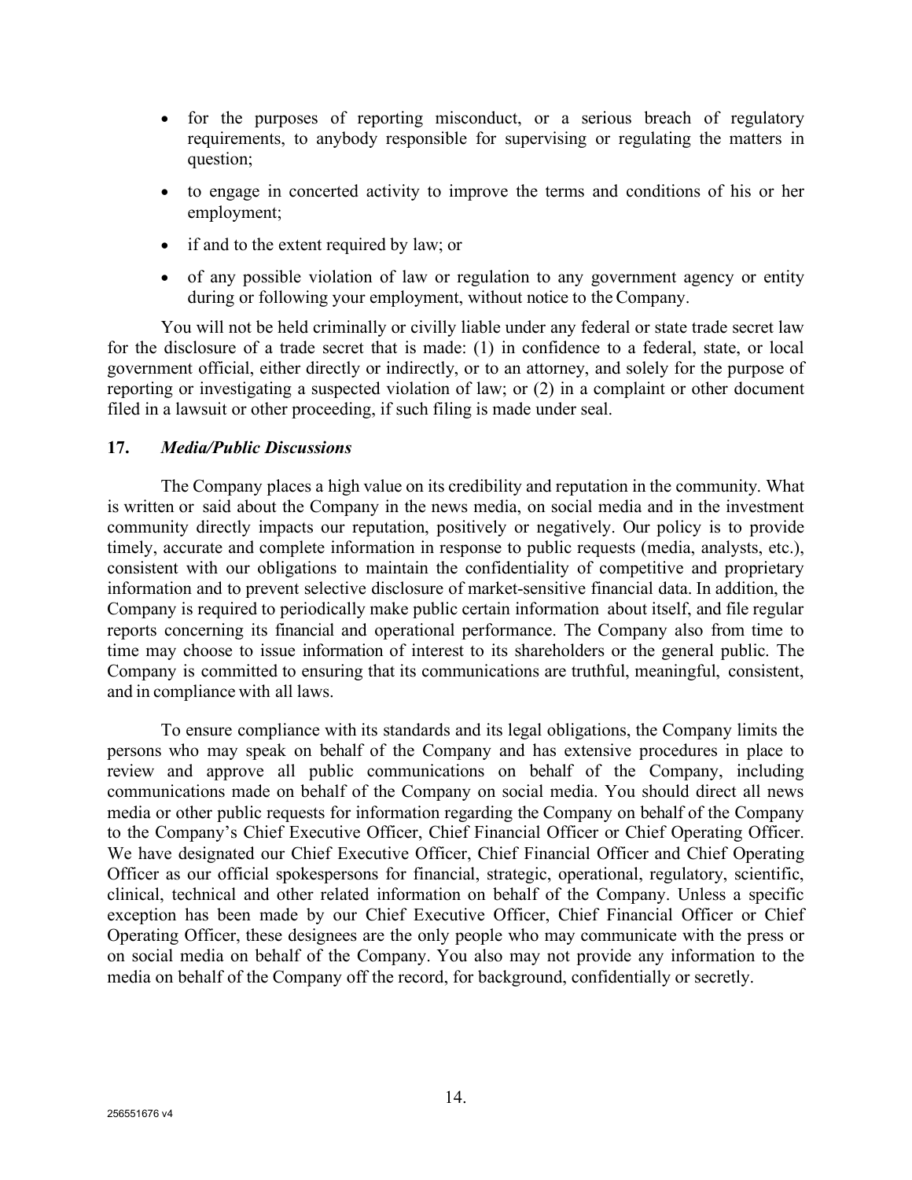- for the purposes of reporting misconduct, or a serious breach of regulatory requirements, to anybody responsible for supervising or regulating the matters in question;
- to engage in concerted activity to improve the terms and conditions of his or her employment;
- if and to the extent required by law; or
- of any possible violation of law or regulation to any government agency or entity during or following your employment, without notice to the Company.

You will not be held criminally or civilly liable under any federal or state trade secret law for the disclosure of a trade secret that is made: (1) in confidence to a federal, state, or local government official, either directly or indirectly, or to an attorney, and solely for the purpose of reporting or investigating a suspected violation of law; or (2) in a complaint or other document filed in a lawsuit or other proceeding, if such filing is made under seal.

## 17. *Media/Public Discussions*

The Company places a high value on its credibility and reputation in the community. What is written or said about the Company in the news media, on social media and in the investment community directly impacts our reputation, positively or negatively. Our policy is to provide timely, accurate and complete information in response to public requests (media, analysts, etc.), consistent with our obligations to maintain the confidentiality of competitive and proprietary information and to prevent selective disclosure of market-sensitive financial data. In addition, the Company is required to periodically make public certain information about itself, and file regular reports concerning its financial and operational performance. The Company also from time to time may choose to issue information of interest to its shareholders or the general public. The Company is committed to ensuring that its communications are truthful, meaningful, consistent, and in compliance with all laws.

To ensure compliance with its standards and its legal obligations, the Company limits the persons who may speak on behalf of the Company and has extensive procedures in place to review and approve all public communications on behalf of the Company, including communications made on behalf of the Company on social media. You should direct all news media or other public requests for information regarding the Company on behalf of the Company to the Company's Chief Executive Officer, Chief Financial Officer or Chief Operating Officer. We have designated our Chief Executive Officer, Chief Financial Officer and Chief Operating Officer as our official spokespersons for financial, strategic, operational, regulatory, scientific, clinical, technical and other related information on behalf of the Company. Unless a specific exception has been made by our Chief Executive Officer, Chief Financial Officer or Chief Operating Officer, these designees are the only people who may communicate with the press or on social media on behalf of the Company. You also may not provide any information to the media on behalf of the Company off the record, for background, confidentially or secretly.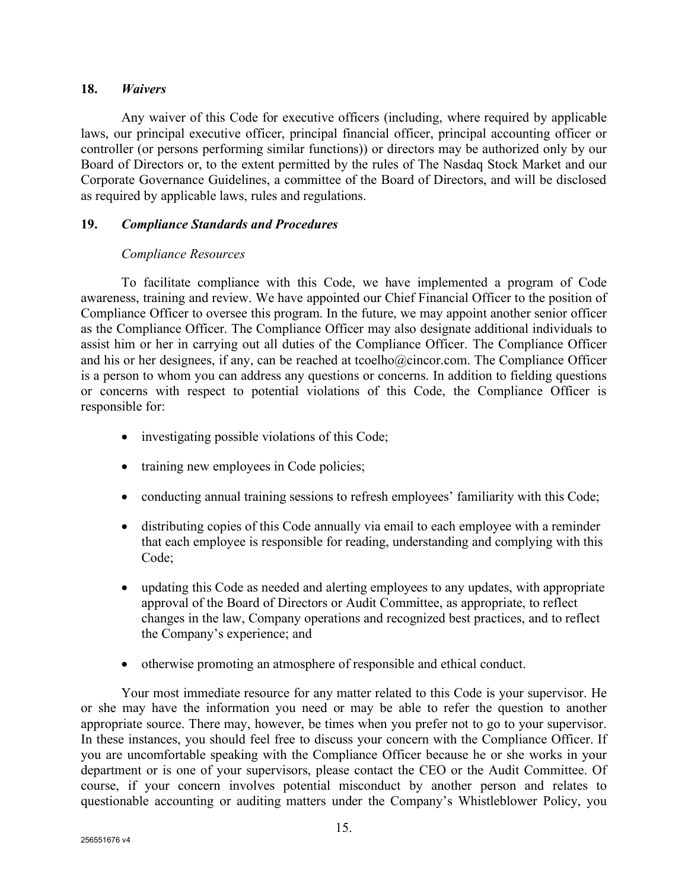## 18. *Waivers*

Any waiver of this Code for executive officers (including, where required by applicable laws, our principal executive officer, principal financial officer, principal accounting officer or controller (or persons performing similar functions)) or directors may be authorized only by our Board of Directors or, to the extent permitted by the rules of The Nasdaq Stock Market and our Corporate Governance Guidelines, a committee of the Board of Directors, and will be disclosed as required by applicable laws, rules and regulations.

## 19. *Compliance Standards and Procedures*

*Compliance Resources*

To facilitate compliance with this Code, we have implemented a program of Code awareness, training and review. We have appointed our Chief Financial Officer to the position of Compliance Officer to oversee this program. In the future, we may appoint another senior officer as the Compliance Officer. The Compliance Officer may also designate additional individuals to assist him or her in carrying out all duties of the Compliance Officer. The Compliance Officer and his or her designees, if any, can be reached at tcoelho@cincor.com. The Compliance Officer is a person to whom you can address any questions or concerns. In addition to fielding questions or concerns with respect to potential violations of this Code, the Compliance Officer is responsible for:

- investigating possible violations of this Code;
- training new employees in Code policies;
- conducting annual training sessions to refresh employees' familiarity with this Code;
- distributing copies of this Code annually via email to each employee with a reminder that each employee is responsible for reading, understanding and complying with this Code;
- updating this Code as needed and alerting employees to any updates, with appropriate approval of the Board of Directors or Audit Committee, as appropriate, to reflect changes in the law, Company operations and recognized best practices, and to reflect the Company's experience; and
- otherwise promoting an atmosphere of responsible and ethical conduct.

Your most immediate resource for any matter related to this Code is your supervisor. He or she may have the information you need or may be able to refer the question to another appropriate source. There may, however, be times when you prefer not to go to your supervisor. In these instances, you should feel free to discuss your concern with the Compliance Officer. If you are uncomfortable speaking with the Compliance Officer because he or she works in your department or is one of your supervisors, please contact the CEO or the Audit Committee. Of course, if your concern involves potential misconduct by another person and relates to questionable accounting or auditing matters under the Company's Whistleblower Policy, you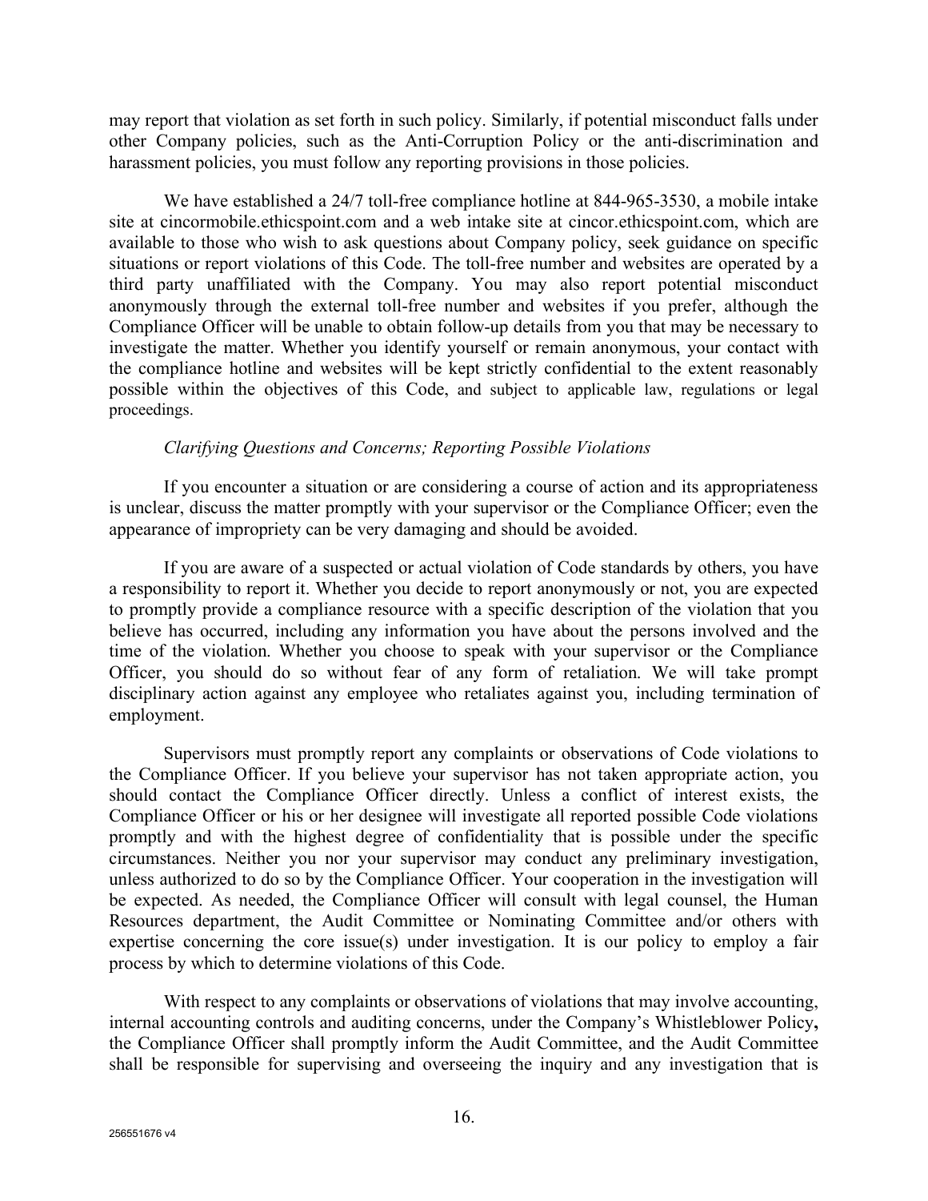may report that violation as set forth in such policy. Similarly, if potential misconduct falls under other Company policies, such as the Anti-Corruption Policy or the anti-discrimination and harassment policies, you must follow any reporting provisions in those policies.

We have established a 24/7 toll-free compliance hotline at 844-965-3530, a mobile intake site at cincormobile.ethicspoint.com and a web intake site at cincor.ethicspoint.com, which are available to those who wish to ask questions about Company policy, seek guidance on specific situations or report violations of this Code. The toll-free number and websites are operated by a third party unaffiliated with the Company. You may also report potential misconduct anonymously through the external toll-free number and websites if you prefer, although the Compliance Officer will be unable to obtain follow-up details from you that may be necessary to investigate the matter. Whether you identify yourself or remain anonymous, your contact with the compliance hotline and websites will be kept strictly confidential to the extent reasonably possible within the objectives of this Code, and subject to applicable law, regulations or legal proceedings.

*Clarifying Questions and Concerns; Reporting Possible Violations*

If you encounter a situation or are considering a course of action and its appropriateness is unclear, discuss the matter promptly with your supervisor or the Compliance Officer; even the appearance of impropriety can be very damaging and should be avoided.

If you are aware of a suspected or actual violation of Code standards by others, you have a responsibility to report it. Whether you decide to report anonymously or not, you are expected to promptly provide a compliance resource with a specific description of the violation that you believe has occurred, including any information you have about the persons involved and the time of the violation. Whether you choose to speak with your supervisor or the Compliance Officer, you should do so without fear of any form of retaliation. We will take prompt disciplinary action against any employee who retaliates against you, including termination of employment.

Supervisors must promptly report any complaints or observations of Code violations to the Compliance Officer. If you believe your supervisor has not taken appropriate action, you should contact the Compliance Officer directly. Unless a conflict of interest exists, the Compliance Officer or his or her designee will investigate all reported possible Code violations promptly and with the highest degree of confidentiality that is possible under the specific circumstances. Neither you nor your supervisor may conduct any preliminary investigation, unless authorized to do so by the Compliance Officer. Your cooperation in the investigation will be expected. As needed, the Compliance Officer will consult with legal counsel, the Human Resources department, the Audit Committee or Nominating Committee and/or others with expertise concerning the core issue(s) under investigation. It is our policy to employ a fair process by which to determine violations of this Code.

With respect to any complaints or observations of violations that may involve accounting, internal accounting controls and auditing concerns, under the Company's Whistleblower Policy**,** the Compliance Officer shall promptly inform the Audit Committee, and the Audit Committee shall be responsible for supervising and overseeing the inquiry and any investigation that is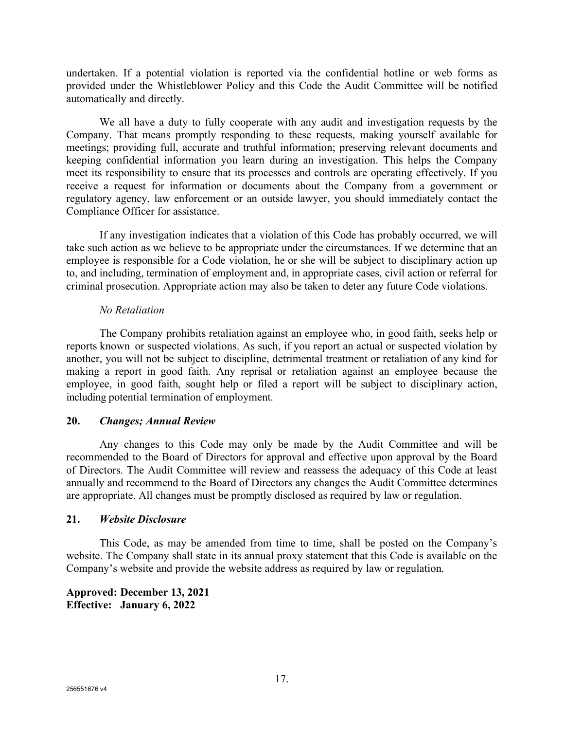undertaken. If a potential violation is reported via the confidential hotline or web forms as provided under the Whistleblower Policy and this Code the Audit Committee will be notified automatically and directly.

We all have a duty to fully cooperate with any audit and investigation requests by the Company. That means promptly responding to these requests, making yourself available for meetings; providing full, accurate and truthful information; preserving relevant documents and keeping confidential information you learn during an investigation. This helps the Company meet its responsibility to ensure that its processes and controls are operating effectively. If you receive a request for information or documents about the Company from a government or regulatory agency, law enforcement or an outside lawyer, you should immediately contact the Compliance Officer for assistance.

If any investigation indicates that a violation of this Code has probably occurred, we will take such action as we believe to be appropriate under the circumstances. If we determine that an employee is responsible for a Code violation, he or she will be subject to disciplinary action up to, and including, termination of employment and, in appropriate cases, civil action or referral for criminal prosecution. Appropriate action may also be taken to deter any future Code violations.

*No Retaliation*

The Company prohibits retaliation against an employee who, in good faith, seeks help or reports known or suspected violations. As such, if you report an actual or suspected violation by another, you will not be subject to discipline, detrimental treatment or retaliation of any kind for making a report in good faith. Any reprisal or retaliation against an employee because the employee, in good faith, sought help or filed a report will be subject to disciplinary action, including potential termination of employment.

## 20. *Changes; Annual Review*

Any changes to this Code may only be made by the Audit Committee and will be recommended to the Board of Directors for approval and effective upon approval by the Board of Directors. The Audit Committee will review and reassess the adequacy of this Code at least annually and recommend to the Board of Directors any changes the Audit Committee determines are appropriate. All changes must be promptly disclosed as required by law or regulation.

## 21. *Website Disclosure*

This Code, as may be amended from time to time, shall be posted on the Company's website. The Company shall state in its annual proxy statement that this Code is available on the Company's website and provide the website address as required by law or regulation.

**Approved: December 13, 2021**
**Effective: January 6, 2022**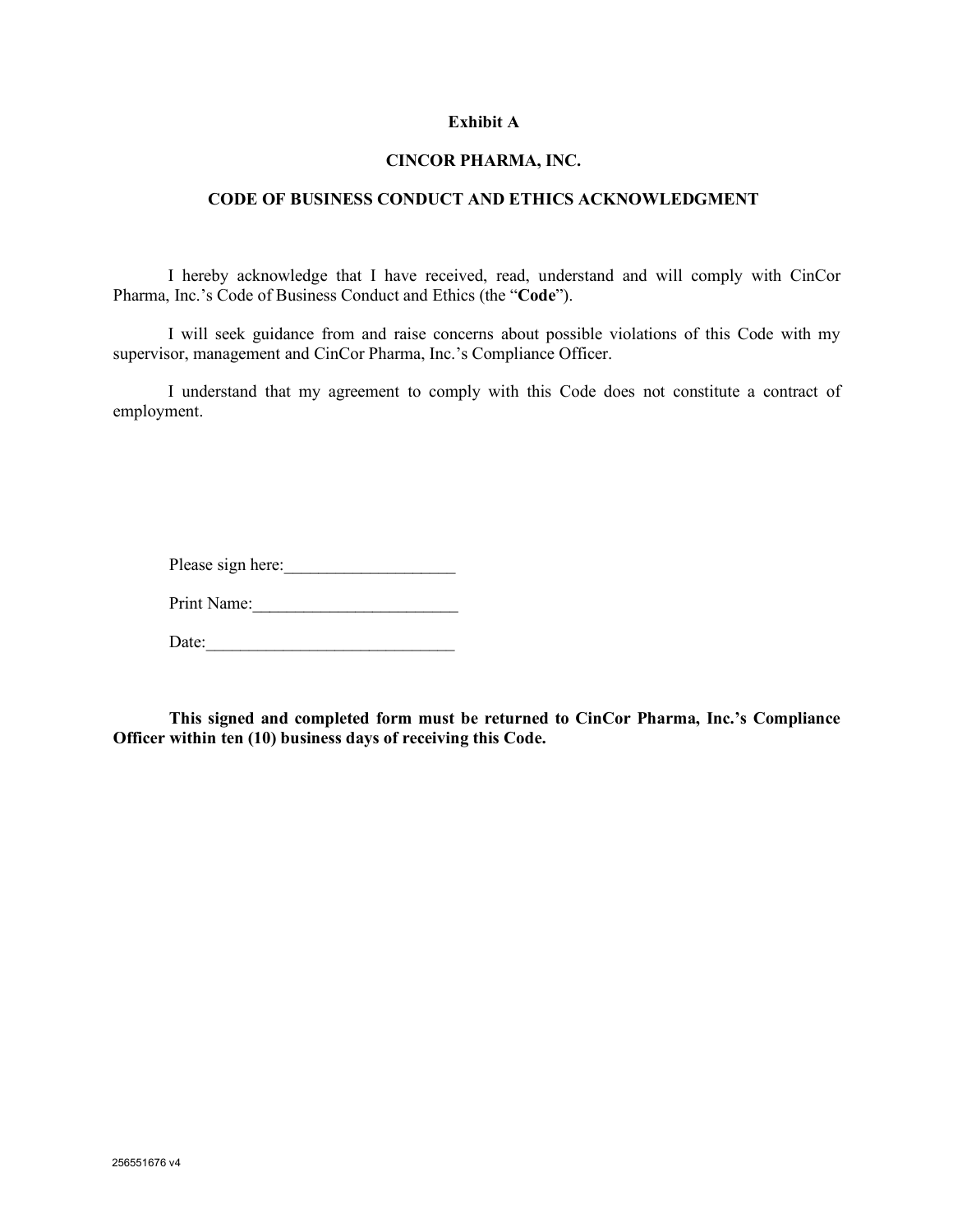**Exhibit A**

**CINCOR PHARMA, INC.**

**CODE OF BUSINESS CONDUCT AND ETHICS ACKNOWLEDGMENT**

I hereby acknowledge that I have received, read, understand and will comply with CinCor Pharma, Inc.'s Code of Business Conduct and Ethics (the "**Code**").

I will seek guidance from and raise concerns about possible violations of this Code with my supervisor, management and CinCor Pharma, Inc.'s Compliance Officer.

I understand that my agreement to comply with this Code does not constitute a contract of employment.

Please sign here:____________________

Print Name:________________________

Date:_____________________________

**This signed and completed form must be returned to CinCor Pharma, Inc.'s Compliance Officer within ten (10) business days of receiving this Code.**

256551676 v4